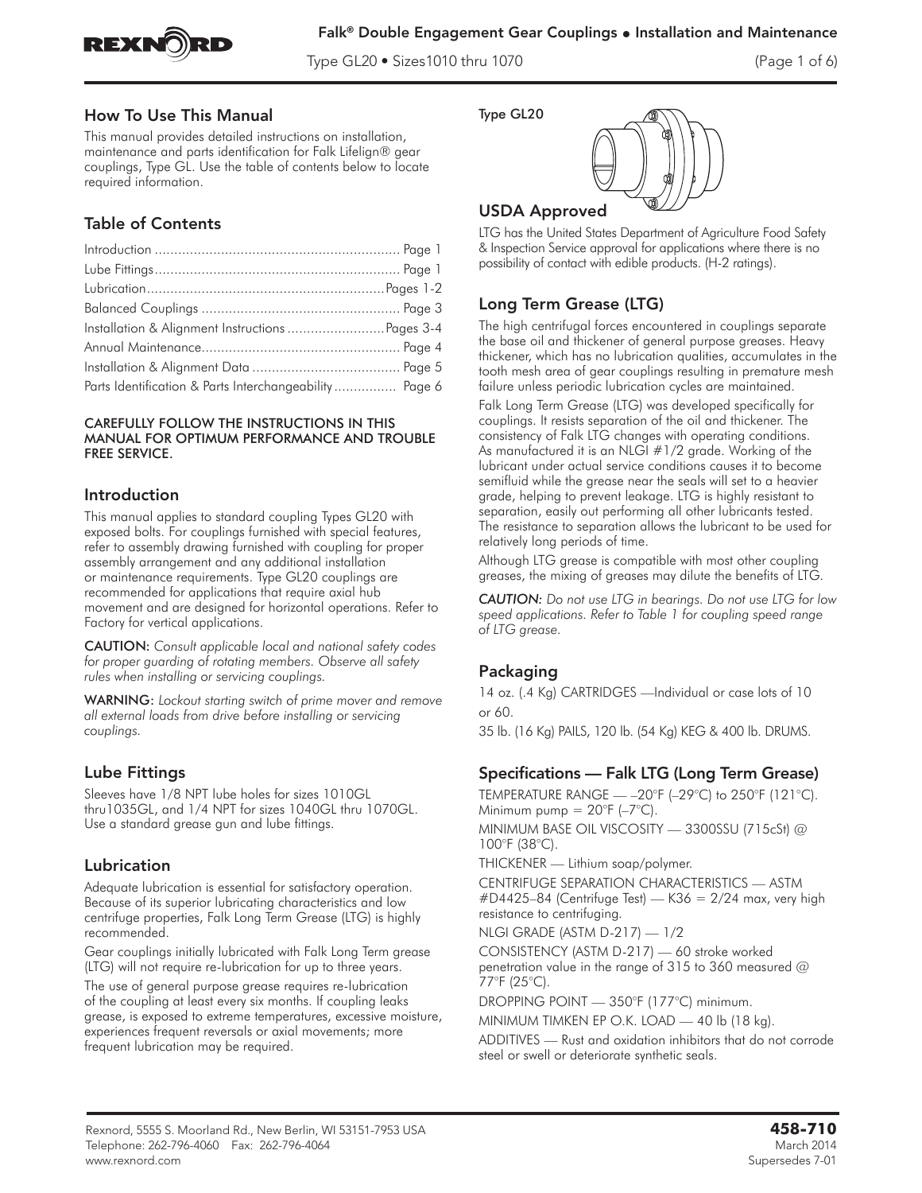# Falk® Double Engagement Gear Couplings • Installation and Maintenance

Type GL20 • Sizes1010 thru 1070

## How To Use This Manual

This manual provides detailed instructions on installation, maintenance and parts identification for Falk Lifelign® gear couplings, Type GL. Use the table of contents below to locate required information.

## Table of Contents

Introduction ............................................................... Page 1
Lube Fittings.............................................................. Page 1
Lubrication.............................................................Pages 1-2
Balanced Couplings .................................................. Page 3
Installation & Alignment Instructions .........................Pages 3-4
Annual Maintenance.................................................. Page 4
Installation & Alignment Data ...................................... Page 5
Parts Identification & Parts Interchangeability ................ Page 6

**CAREFULLY FOLLOW THE INSTRUCTIONS IN THIS MANUAL FOR OPTIMUM PERFORMANCE AND TROUBLE FREE SERVICE.**

## Introduction

This manual applies to standard coupling Types GL20 with exposed bolts. For couplings furnished with special features, refer to assembly drawing furnished with coupling for proper assembly arrangement and any additional installation or maintenance requirements. Type GL20 couplings are recommended for applications that require axial hub movement and are designed for horizontal operations. Refer to Factory for vertical applications.

**CAUTION:** *Consult applicable local and national safety codes for proper guarding of rotating members. Observe all safety rules when installing or servicing couplings.*

**WARNING:** *Lockout starting switch of prime mover and remove all external loads from drive before installing or servicing couplings.*

## Lube Fittings

Sleeves have 1/8 NPT lube holes for sizes 1010GL thru1035GL, and 1/4 NPT for sizes 1040GL thru 1070GL. Use a standard grease gun and lube fittings.

## Lubrication

Adequate lubrication is essential for satisfactory operation. Because of its superior lubricating characteristics and low centrifuge properties, Falk Long Term Grease (LTG) is highly recommended.

Gear couplings initially lubricated with Falk Long Term grease (LTG) will not require re-lubrication for up to three years.

The use of general purpose grease requires re-lubrication of the coupling at least every six months. If coupling leaks grease, is exposed to extreme temperatures, excessive moisture, experiences frequent reversals or axial movements; more frequent lubrication may be required.

Type GL20

## USDA Approved

LTG has the United States Department of Agriculture Food Safety & Inspection Service approval for applications where there is no possibility of contact with edible products. (H-2 ratings).

## Long Term Grease (LTG)

The high centrifugal forces encountered in couplings separate the base oil and thickener of general purpose greases. Heavy thickener, which has no lubrication qualities, accumulates in the tooth mesh area of gear couplings resulting in premature mesh failure unless periodic lubrication cycles are maintained.

Falk Long Term Grease (LTG) was developed specifically for couplings. It resists separation of the oil and thickener. The consistency of Falk LTG changes with operating conditions. As manufactured it is an NLGI #1/2 grade. Working of the lubricant under actual service conditions causes it to become semifluid while the grease near the seals will set to a heavier grade, helping to prevent leakage. LTG is highly resistant to separation, easily out performing all other lubricants tested. The resistance to separation allows the lubricant to be used for relatively long periods of time.

Although LTG grease is compatible with most other coupling greases, the mixing of greases may dilute the benefits of LTG.

***CAUTION:*** *Do not use LTG in bearings. Do not use LTG for low speed applications. Refer to Table 1 for coupling speed range of LTG grease.*

## Packaging

14 oz. (.4 Kg) CARTRIDGES —Individual or case lots of 10 or 60.

35 lb. (16 Kg) PAILS, 120 lb. (54 Kg) KEG & 400 lb. DRUMS.

## Specifications — Falk LTG (Long Term Grease)

TEMPERATURE RANGE — –20°F (–29°C) to 250°F (121°C). Minimum pump = 20°F (–7°C).

MINIMUM BASE OIL VISCOSITY — 3300SSU (715cSt) @ 100°F (38°C).

THICKENER — Lithium soap/polymer.

CENTRIFUGE SEPARATION CHARACTERISTICS — ASTM #D4425–84 (Centrifuge Test) — K36 = 2/24 max, very high resistance to centrifuging.

NLGI GRADE (ASTM D-217) — 1/2

CONSISTENCY (ASTM D-217) — 60 stroke worked penetration value in the range of 315 to 360 measured @ 77°F (25°C).

DROPPING POINT — 350°F (177°C) minimum.

MINIMUM TIMKEN EP O.K. LOAD — 40 lb (18 kg).

ADDITIVES — Rust and oxidation inhibitors that do not corrode steel or swell or deteriorate synthetic seals.

Rexnord, 5555 S. Moorland Rd., New Berlin, WI 53151-7953 USA
Telephone: 262-796-4060 Fax: 262-796-4064
www.rexnord.com

**458-710**
March 2014
Supersedes 7-01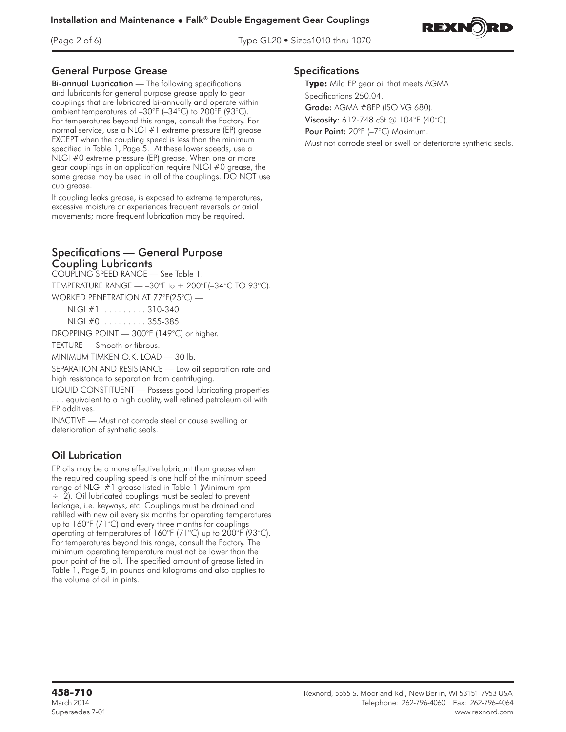## General Purpose Grease

**Bi-annual Lubrication** — The following specifications and lubricants for general purpose grease apply to gear couplings that are lubricated bi-annually and operate within ambient temperatures of –30°F (–34°C) to 200°F (93°C). For temperatures beyond this range, consult the Factory. For normal service, use a NLGI #1 extreme pressure (EP) grease EXCEPT when the coupling speed is less than the minimum specified in Table 1, Page 5. At these lower speeds, use a NLGI #0 extreme pressure (EP) grease. When one or more gear couplings in an application require NLGI #0 grease, the same grease may be used in all of the couplings. DO NOT use cup grease.

If coupling leaks grease, is exposed to extreme temperatures, excessive moisture or experiences frequent reversals or axial movements; more frequent lubrication may be required.

## Specifications — General Purpose Coupling Lubricants

COUPLING SPEED RANGE — See Table 1.

TEMPERATURE RANGE — –30°F to + 200°F(–34°C TO 93°C).

WORKED PENETRATION AT 77°F(25°C) —

NLGI #1 . . . . . . . . . 310-340

NLGI #0 . . . . . . . . . 355-385

DROPPING POINT — 300°F (149°C) or higher.

TEXTURE — Smooth or fibrous.

MINIMUM TIMKEN O.K. LOAD — 30 lb.

SEPARATION AND RESISTANCE — Low oil separation rate and high resistance to separation from centrifuging.

LIQUID CONSTITUENT — Possess good lubricating properties . . . equivalent to a high quality, well refined petroleum oil with EP additives.

INACTIVE — Must not corrode steel or cause swelling or deterioration of synthetic seals.

## Oil Lubrication

EP oils may be a more effective lubricant than grease when the required coupling speed is one half of the minimum speed range of NLGI #1 grease listed in Table 1 (Minimum rpm ÷ 2). Oil lubricated couplings must be sealed to prevent leakage, i.e. keyways, etc. Couplings must be drained and refilled with new oil every six months for operating temperatures up to 160°F (71°C) and every three months for couplings operating at temperatures of 160°F (71°C) up to 200°F (93°C). For temperatures beyond this range, consult the Factory. The minimum operating temperature must not be lower than the pour point of the oil. The specified amount of grease listed in Table 1, Page 5, in pounds and kilograms and also applies to the volume of oil in pints.

## Specifications

**Type:** Mild EP gear oil that meets AGMA Specifications 250.04.

**Grade:** AGMA #8EP (ISO VG 680).

**Viscosity:** 612-748 cSt @ 104°F (40°C).

**Pour Point:** 20°F (–7°C) Maximum.

Must not corrode steel or swell or deteriorate synthetic seals.

**458-710**
March 2014
Supersedes 7-01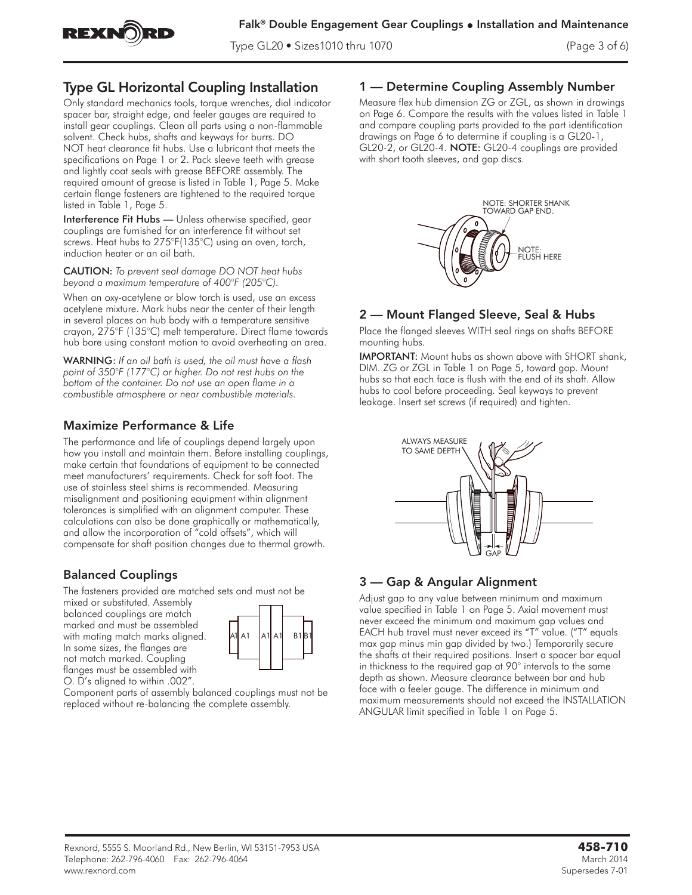## Type GL Horizontal Coupling Installation

Only standard mechanics tools, torque wrenches, dial indicator spacer bar, straight edge, and feeler gauges are required to install gear couplings. Clean all parts using a non-flammable solvent. Check hubs, shafts and keyways for burrs. DO NOT heat clearance fit hubs. Use a lubricant that meets the specifications on Page 1 or 2. Pack sleeve teeth with grease and lightly coat seals with grease BEFORE assembly. The required amount of grease is listed in Table 1, Page 5. Make certain flange fasteners are tightened to the required torque listed in Table 1, Page 5.

**Interference Fit Hubs** — Unless otherwise specified, gear couplings are furnished for an interference fit without set screws. Heat hubs to 275°F(135°C) using an oven, torch, induction heater or an oil bath.

**CAUTION:** *To prevent seal damage DO NOT heat hubs beyond a maximum temperature of 400°F (205°C).*

When an oxy-acetylene or blow torch is used, use an excess acetylene mixture. Mark hubs near the center of their length in several places on hub body with a temperature sensitive crayon, 275°F (135°C) melt temperature. Direct flame towards hub bore using constant motion to avoid overheating an area.

**WARNING:** *If an oil bath is used, the oil must have a flash point of 350°F (177°C) or higher. Do not rest hubs on the bottom of the container. Do not use an open flame in a combustible atmosphere or near combustible materials.*

### Maximize Performance & Life

The performance and life of couplings depend largely upon how you install and maintain them. Before installing couplings, make certain that foundations of equipment to be connected meet manufacturers' requirements. Check for soft foot. The use of stainless steel shims is recommended. Measuring misalignment and positioning equipment within alignment tolerances is simplified with an alignment computer. These calculations can also be done graphically or mathematically, and allow the incorporation of "cold offsets", which will compensate for shaft position changes due to thermal growth.

### Balanced Couplings

The fasteners provided are matched sets and must not be mixed or substituted. Assembly balanced couplings are match marked and must be assembled with mating match marks aligned. In some sizes, the flanges are not match marked. Coupling flanges must be assembled with O. D's aligned to within .002".

A1 A1 A1 A1 B1 B1

Component parts of assembly balanced couplings must not be replaced without re-balancing the complete assembly.

### 1 — Determine Coupling Assembly Number

Measure flex hub dimension ZG or ZGL, as shown in drawings on Page 6. Compare the results with the values listed in Table 1 and compare coupling parts provided to the part identification drawings on Page 6 to determine if coupling is a GL20-1, GL20-2, or GL20-4. **NOTE:** GL20-4 couplings are provided with short tooth sleeves, and gap discs.

NOTE: SHORTER SHANK TOWARD GAP END.

NOTE: FLUSH HERE

### 2 — Mount Flanged Sleeve, Seal & Hubs

Place the flanged sleeves WITH seal rings on shafts BEFORE mounting hubs.

**IMPORTANT:** Mount hubs as shown above with SHORT shank, DIM. ZG or ZGL in Table 1 on Page 5, toward gap. Mount hubs so that each face is flush with the end of its shaft. Allow hubs to cool before proceeding. Seal keyways to prevent leakage. Insert set screws (if required) and tighten.

ALWAYS MEASURE TO SAME DEPTH

GAP

### 3 — Gap & Angular Alignment

Adjust gap to any value between minimum and maximum value specified in Table 1 on Page 5. Axial movement must never exceed the minimum and maximum gap values and EACH hub travel must never exceed its "T" value. ("T" equals max gap minus min gap divided by two.) Temporarily secure the shafts at their required positions. Insert a spacer bar equal in thickness to the required gap at 90° intervals to the same depth as shown. Measure clearance between bar and hub face with a feeler gauge. The difference in minimum and maximum measurements should not exceed the INSTALLATION ANGULAR limit specified in Table 1 on Page 5.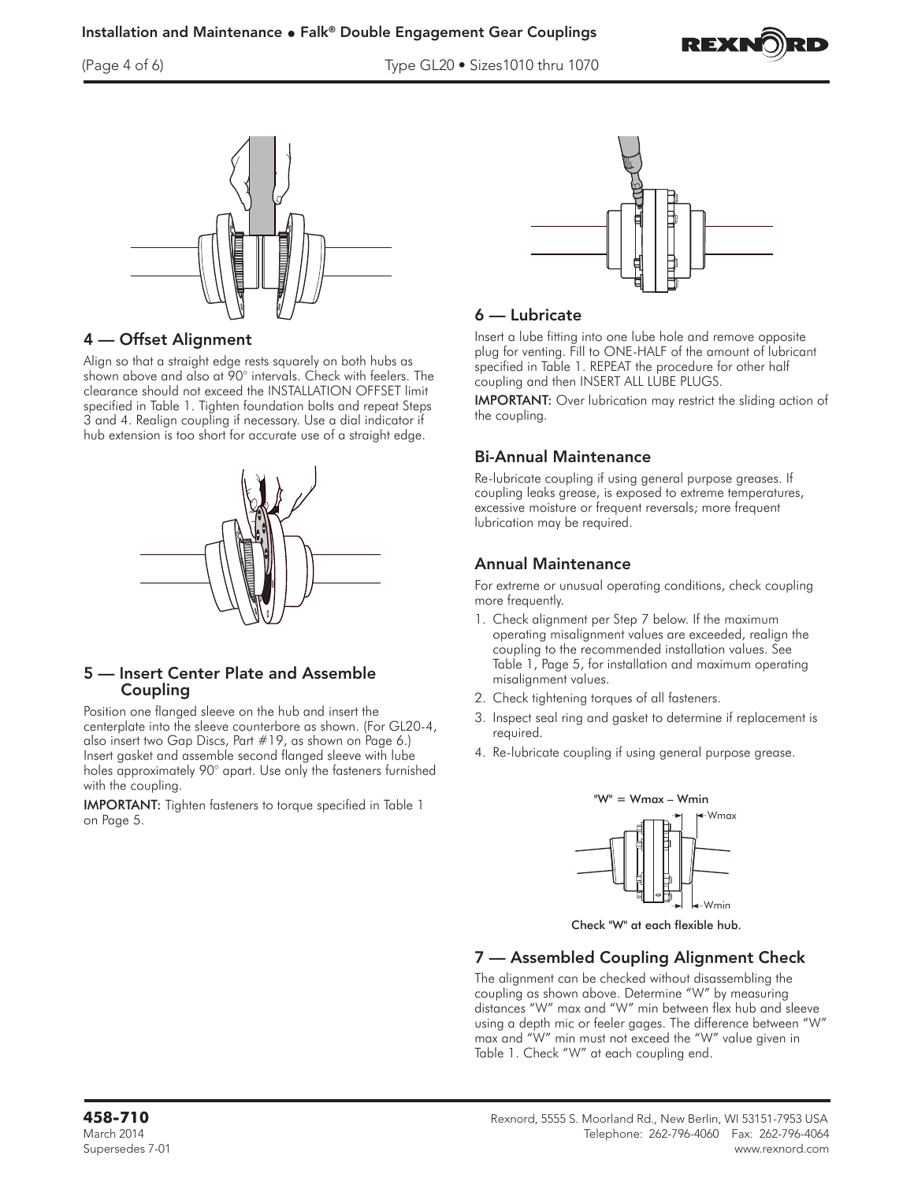## 4 — Offset Alignment

Align so that a straight edge rests squarely on both hubs as shown above and also at 90° intervals. Check with feelers. The clearance should not exceed the INSTALLATION OFFSET limit specified in Table 1. Tighten foundation bolts and repeat Steps 3 and 4. Realign coupling if necessary. Use a dial indicator if hub extension is too short for accurate use of a straight edge.

## 5 — Insert Center Plate and Assemble Coupling

Position one flanged sleeve on the hub and insert the centerplate into the sleeve counterbore as shown. (For GL20-4, also insert two Gap Discs, Part #19, as shown on Page 6.) Insert gasket and assemble second flanged sleeve with lube holes approximately 90° apart. Use only the fasteners furnished with the coupling.

**IMPORTANT:** Tighten fasteners to torque specified in Table 1 on Page 5.

## 6 — Lubricate

Insert a lube fitting into one lube hole and remove opposite plug for venting. Fill to ONE-HALF of the amount of lubricant specified in Table 1. REPEAT the procedure for other half coupling and then INSERT ALL LUBE PLUGS.

**IMPORTANT:** Over lubrication may restrict the sliding action of the coupling.

## Bi-Annual Maintenance

Re-lubricate coupling if using general purpose greases. If coupling leaks grease, is exposed to extreme temperatures, excessive moisture or frequent reversals; more frequent lubrication may be required.

## Annual Maintenance

For extreme or unusual operating conditions, check coupling more frequently.

1. Check alignment per Step 7 below. If the maximum operating misalignment values are exceeded, realign the coupling to the recommended installation values. See Table 1, Page 5, for installation and maximum operating misalignment values.
2. Check tightening torques of all fasteners.
3. Inspect seal ring and gasket to determine if replacement is required.
4. Re-lubricate coupling if using general purpose grease.

"W" = Wmax – Wmin

Check "W" at each flexible hub.

## 7 — Assembled Coupling Alignment Check

The alignment can be checked without disassembling the coupling as shown above. Determine "W" by measuring distances "W" max and "W" min between flex hub and sleeve using a depth mic or feeler gages. The difference between "W" max and "W" min must not exceed the "W" value given in Table 1. Check "W" at each coupling end.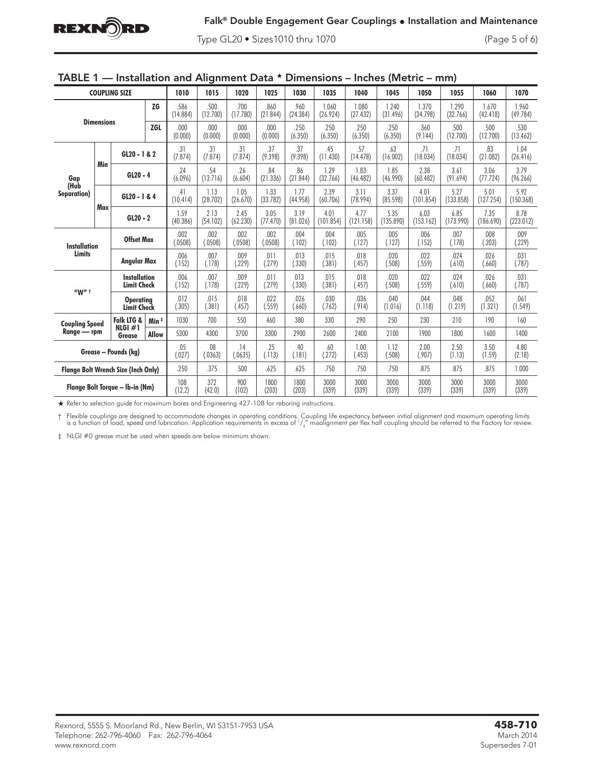## TABLE 1 — Installation and Alignment Data ★ Dimensions – Inches (Metric – mm)

| COUPLING SIZE | | | | 1010 | 1015 | 1020 | 1025 | 1030 | 1035 | 1040 | 1045 | 1050 | 1055 | 1060 | 1070 |
|---|---|---|---|---|---|---|---|---|---|---|---|---|---|---|---|
| Dimensions | | | ZG | .586 (14.884) | .500 (12.700) | .700 (17.780) | .860 (21.844) | .960 (24.384) | 1.060 (26.924) | 1.080 (27.432) | 1.240 (31.496) | 1.370 (34.798) | 1.290 (32.766) | 1.670 (42.418) | 1.960 (49.784) |
| | | | ZGL | .000 (0.000) | .000 (0.000) | .000 (0.000) | .000 (0.000) | .250 (6.350) | .250 (6.350) | .250 (6.350) | .250 (6.350) | .360 (9.144) | .500 (12.700) | .500 (12.700) | .530 (13.462) |
| Gap (Hub Separation) | Min | GL20 - 1 & 2 | | .31 (7.874) | .31 (7.874) | .31 (7.874) | .37 (9.398) | .37 (9.398) | .45 (11.430) | .57 (14.478) | .63 (16.002) | .71 (18.034) | .71 (18.034) | .83 (21.082) | 1.04 (26.416) |
| | | GL20 - 4 | | .24 (6.096) | .54 (13.716) | .26 (6.604) | .84 (21.336) | .86 (21.844) | 1.29 (32.766) | 1.83 (46.482) | 1.85 (46.990) | 2.38 (60.482) | 3.61 (91.694) | 3.06 (77.724) | 3.79 (96.266) |
| | Max | GL20 - 1 & 4 | | .41 (10.414) | 1.13 (28.702) | 1.05 (26.670) | 1.33 (33.782) | 1.77 (44.958) | 2.39 (60.706) | 3.11 (78.994) | 3.37 (85.598) | 4.01 (101.854) | 5.27 (133.858) | 5.01 (127.254) | 5.92 (150.368) |
| | | GL20 - 2 | | 1.59 (40.386) | 2.13 (54.102) | 2.45 (62.230) | 3.05 (77.470) | 3.19 (81.026) | 4.01 (101.854) | 4.77 (121.158) | 5.35 (135.890) | 6.03 (153.162) | 6.85 (173.990) | 7.35 (186.690) | 8.78 (223.012) |
| Installation Limits | | Offset Max | | .002 (.0508) | .002 (.0508) | .002 (.0508) | .002 (.0508) | .004 (.102) | .004 (.102) | .005 (.127) | .005 (.127) | .006 (.152) | .007 (.178) | .008 (.203) | .009 (.229) |
| | | Angular Max | | .006 (.152) | .007 (.178) | .009 (.229) | .011 (.279) | .013 (.330) | .015 (.381) | .018 (.457) | .020 (.508) | .022 (.559) | .024 (.610) | .026 (.660) | .031 (.787) |
| "W" † | | Installation Limit Check | | .006 (.152) | .007 (.178) | .009 (.229) | .011 (.279) | 013 (.330) | .015 (.381) | .018 (.457) | .020 (.508) | .022 (.559) | .024 (.610) | .026 (.660) | .031 (.787) |
| | | Operating Limit Check | | .012 (.305) | .015 (.381) | .018 (.457) | .022 (.559) | .026 (.660) | .030 (.762) | .036 (.914) | .040 (1.016) | .044 (1.118) | .048 (1.219) | .052 (1.321) | .061 (1.549) |
| Coupling Speed Range — rpm | | Falk LTG & NLGI #1 Grease | Min ‡ | 1030 | 700 | 550 | 460 | 380 | 330 | 290 | 250 | 230 | 210 | 190 | 160 |
| | | | Allow | 5300 | 4300 | 3700 | 3300 | 2900 | 2600 | 2400 | 2100 | 1900 | 1800 | 1600 | 1400 |
| Grease – Pounds (kg) | | | | .05 (.027) | .08 (.0363) | .14 (.0635) | .25 (.113) | .40 (.181) | .60 (.272) | 1.00 (.453) | 1.12 (.508) | 2.00 (.907) | 2.50 (1.13) | 3.50 (1.59) | 4.80 (2.18) |
| Flange Bolt Wrench Size (Inch Only) | | | | .250 | .375 | .500 | .625 | .625 | .750 | .750 | .750 | .875 | .875 | .875 | 1.000 |
| Flange Bolt Torque – lb-in (Nm) | | | | 108 (12.2) | 372 (42.0) | 900 (102) | 1800 (203) | 1800 (203) | 3000 (339) | 3000 (339) | 3000 (339) | 3000 (339) | 3000 (339) | 3000 (339) | 3000 (339) |

★ Refer to selection guide for maximum bores and Engineering 427-108 for reboring instructions.

† Flexible couplings are designed to accommodate changes in operating conditions. Coupling life expectancy between initial alignment and maximum operating limits is a function of load, speed and lubrication. Application requirements in excess of 1/4° misalignment per flex half coupling should be referred to the Factory for review.

‡ NLGI #0 grease must be used when speeds are below minimum shown.

Rexnord, 5555 S. Moorland Rd., New Berlin, WI 53151-7953 USA
Telephone: 262-796-4060 Fax: 262-796-4064
www.rexnord.com

**458-710**
March 2014
Supersedes 7-01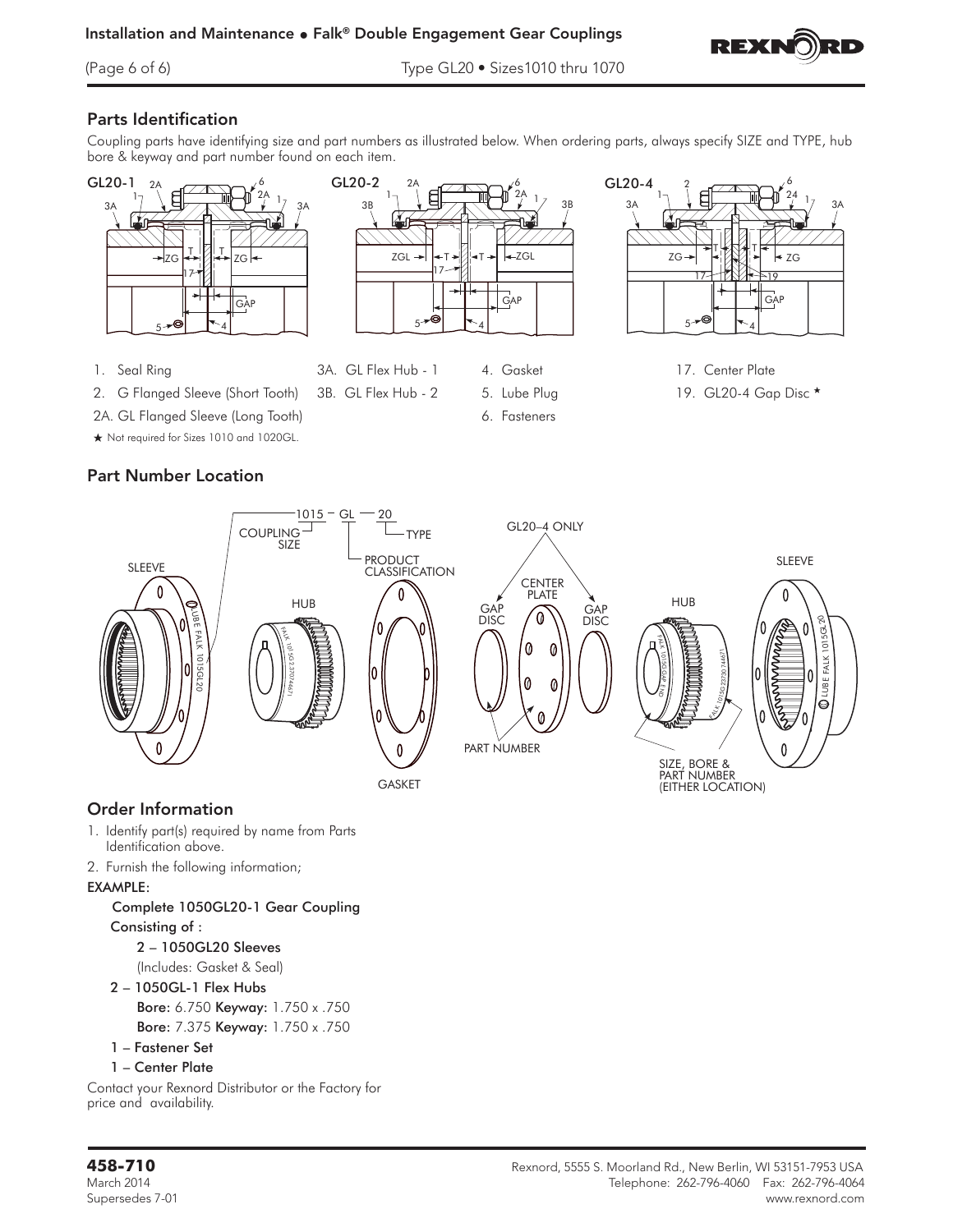## Parts Identification

Coupling parts have identifying size and part numbers as illustrated below. When ordering parts, always specify SIZE and TYPE, hub bore & keyway and part number found on each item.

GL20-1

GL20-2

GL20-4

1. Seal Ring
2. G Flanged Sleeve (Short Tooth)

2A. GL Flanged Sleeve (Long Tooth)

3A. GL Flex Hub - 1

3B. GL Flex Hub - 2

4. Gasket
5. Lube Plug
6. Fasteners

17. Center Plate

19. GL20-4 Gap Disc ★

★ Not required for Sizes 1010 and 1020GL.

## Part Number Location

1015 – GL – 20

COUPLING SIZE

PRODUCT CLASSIFICATION

TYPE

GL20–4 ONLY

SLEEVE

HUB

GASKET

CENTER PLATE

GAP DISC

PART NUMBER

SIZE, BORE & PART NUMBER (EITHER LOCATION)

## Order Information

1. Identify part(s) required by name from Parts Identification above.
2. Furnish the following information;

**EXAMPLE:**

**Complete 1050GL20-1 Gear Coupling**

**Consisting of :**

**2 – 1050GL20 Sleeves**

(Includes: Gasket & Seal)

**2 – 1050GL-1 Flex Hubs**

**Bore:** 6.750 **Keyway:** 1.750 x .750

**Bore:** 7.375 **Keyway:** 1.750 x .750

**1 – Fastener Set**

**1 – Center Plate**

Contact your Rexnord Distributor or the Factory for price and availability.

**458-710**
March 2014
Supersedes 7-01